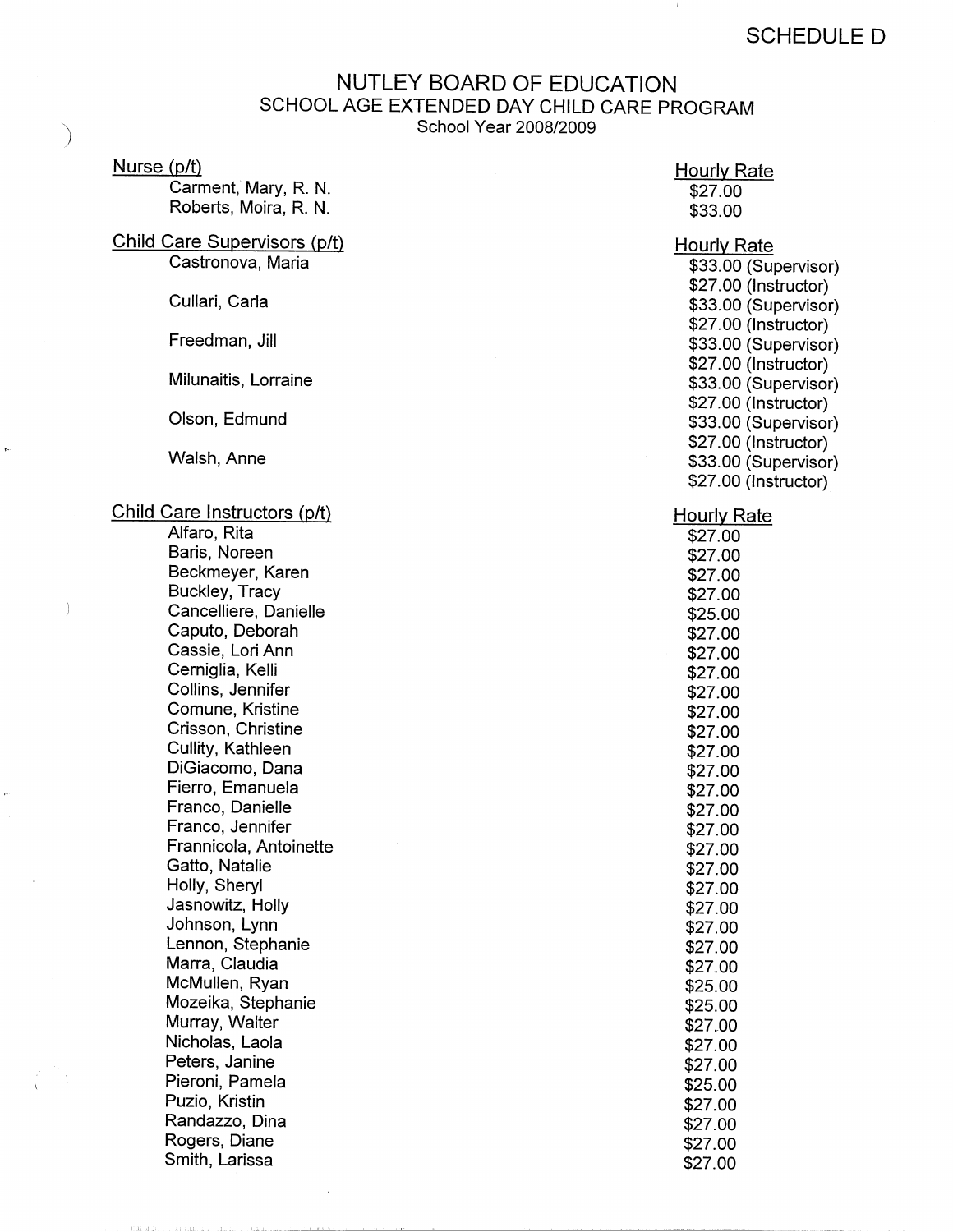SCHEDULE D

# NUTLEY BOARD OF EDUCATION
## SCHOOL AGE EXTENDED DAY CHILD CARE PROGRAM
School Year 2008/2009

| Nurse (p/t) | Hourly Rate |
|---|---|
| Carment, Mary, R. N. | $27.00 |
| Roberts, Moira, R. N. | $33.00 |

| Child Care Supervisors (p/t) | Hourly Rate |
|---|---|
| Castronova, Maria | $33.00 (Supervisor)<br>$27.00 (Instructor) |
| Cullari, Carla | $33.00 (Supervisor)<br>$27.00 (Instructor) |
| Freedman, Jill | $33.00 (Supervisor)<br>$27.00 (Instructor) |
| Milunaitis, Lorraine | $33.00 (Supervisor)<br>$27.00 (Instructor) |
| Olson, Edmund | $33.00 (Supervisor)<br>$27.00 (Instructor) |
| Walsh, Anne | $33.00 (Supervisor)<br>$27.00 (Instructor) |

| Child Care Instructors (p/t) | Hourly Rate |
|---|---|
| Alfaro, Rita | $27.00 |
| Baris, Noreen | $27.00 |
| Beckmeyer, Karen | $27.00 |
| Buckley, Tracy | $27.00 |
| Cancelliere, Danielle | $25.00 |
| Caputo, Deborah | $27.00 |
| Cassie, Lori Ann | $27.00 |
| Cerniglia, Kelli | $27.00 |
| Collins, Jennifer | $27.00 |
| Comune, Kristine | $27.00 |
| Crisson, Christine | $27.00 |
| Cullity, Kathleen | $27.00 |
| DiGiacomo, Dana | $27.00 |
| Fierro, Emanuela | $27.00 |
| Franco, Danielle | $27.00 |
| Franco, Jennifer | $27.00 |
| Frannicola, Antoinette | $27.00 |
| Gatto, Natalie | $27.00 |
| Holly, Sheryl | $27.00 |
| Jasnowitz, Holly | $27.00 |
| Johnson, Lynn | $27.00 |
| Lennon, Stephanie | $27.00 |
| Marra, Claudia | $27.00 |
| McMullen, Ryan | $25.00 |
| Mozeika, Stephanie | $25.00 |
| Murray, Walter | $27.00 |
| Nicholas, Laola | $27.00 |
| Peters, Janine | $27.00 |
| Pieroni, Pamela | $25.00 |
| Puzio, Kristin | $27.00 |
| Randazzo, Dina | $27.00 |
| Rogers, Diane | $27.00 |
| Smith, Larissa | $27.00 |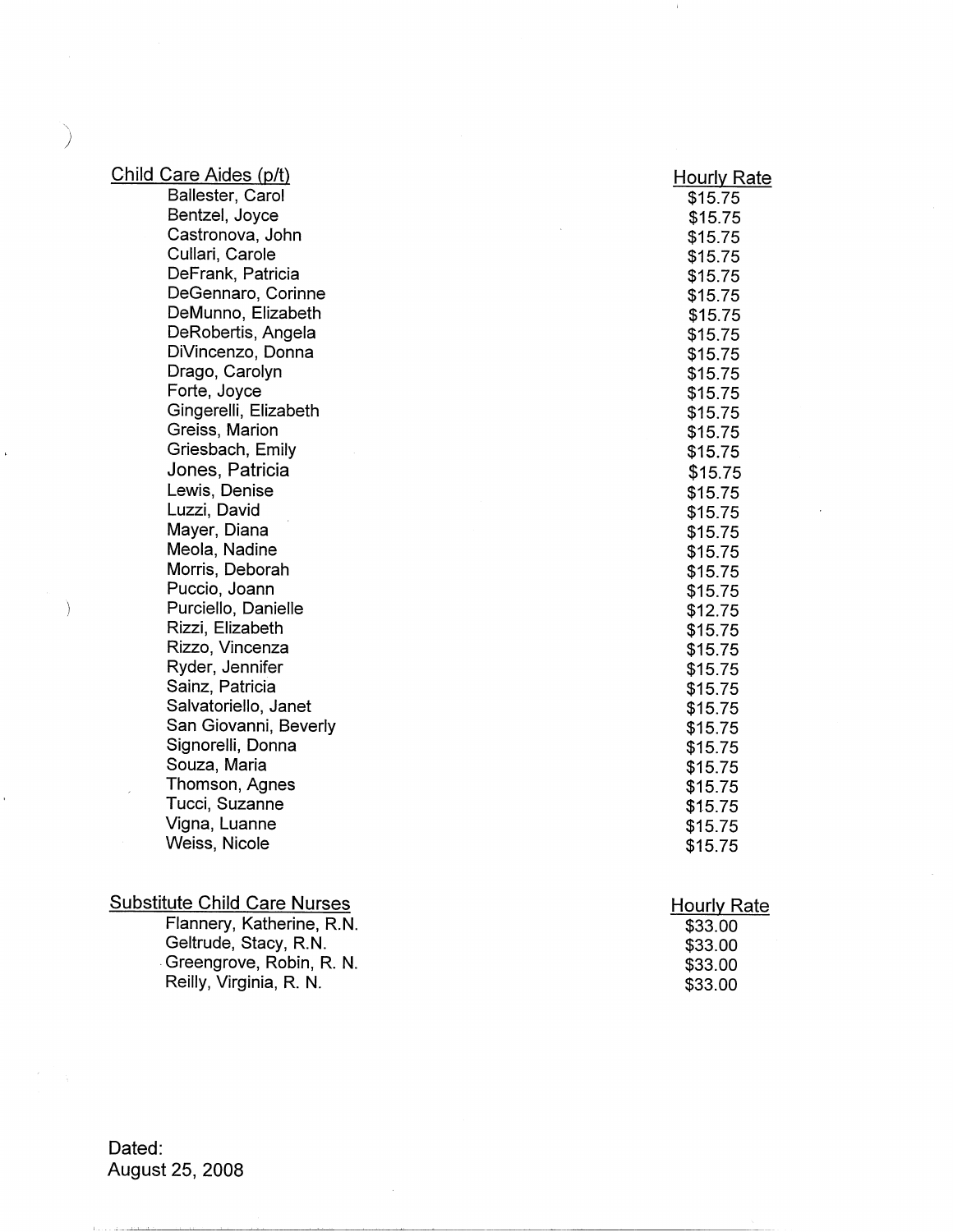| Child Care Aides (p/t) | Hourly Rate |
|---|---|
| Ballester, Carol | $15.75 |
| Bentzel, Joyce | $15.75 |
| Castronova, John | $15.75 |
| Cullari, Carole | $15.75 |
| DeFrank, Patricia | $15.75 |
| DeGennaro, Corinne | $15.75 |
| DeMunno, Elizabeth | $15.75 |
| DeRobertis, Angela | $15.75 |
| DiVincenzo, Donna | $15.75 |
| Drago, Carolyn | $15.75 |
| Forte, Joyce | $15.75 |
| Gingerelli, Elizabeth | $15.75 |
| Greiss, Marion | $15.75 |
| Griesbach, Emily | $15.75 |
| Jones, Patricia | $15.75 |
| Lewis, Denise | $15.75 |
| Luzzi, David | $15.75 |
| Mayer, Diana | $15.75 |
| Meola, Nadine | $15.75 |
| Morris, Deborah | $15.75 |
| Puccio, Joann | $15.75 |
| Purciello, Danielle | $12.75 |
| Rizzi, Elizabeth | $15.75 |
| Rizzo, Vincenza | $15.75 |
| Ryder, Jennifer | $15.75 |
| Sainz, Patricia | $15.75 |
| Salvatoriello, Janet | $15.75 |
| San Giovanni, Beverly | $15.75 |
| Signorelli, Donna | $15.75 |
| Souza, Maria | $15.75 |
| Thomson, Agnes | $15.75 |
| Tucci, Suzanne | $15.75 |
| Vigna, Luanne | $15.75 |
| Weiss, Nicole | $15.75 |

| Substitute Child Care Nurses | Hourly Rate |
|---|---|
| Flannery, Katherine, R.N. | $33.00 |
| Geltrude, Stacy, R.N. | $33.00 |
| Greengrove, Robin, R. N. | $33.00 |
| Reilly, Virginia, R. N. | $33.00 |

Dated:
August 25, 2008